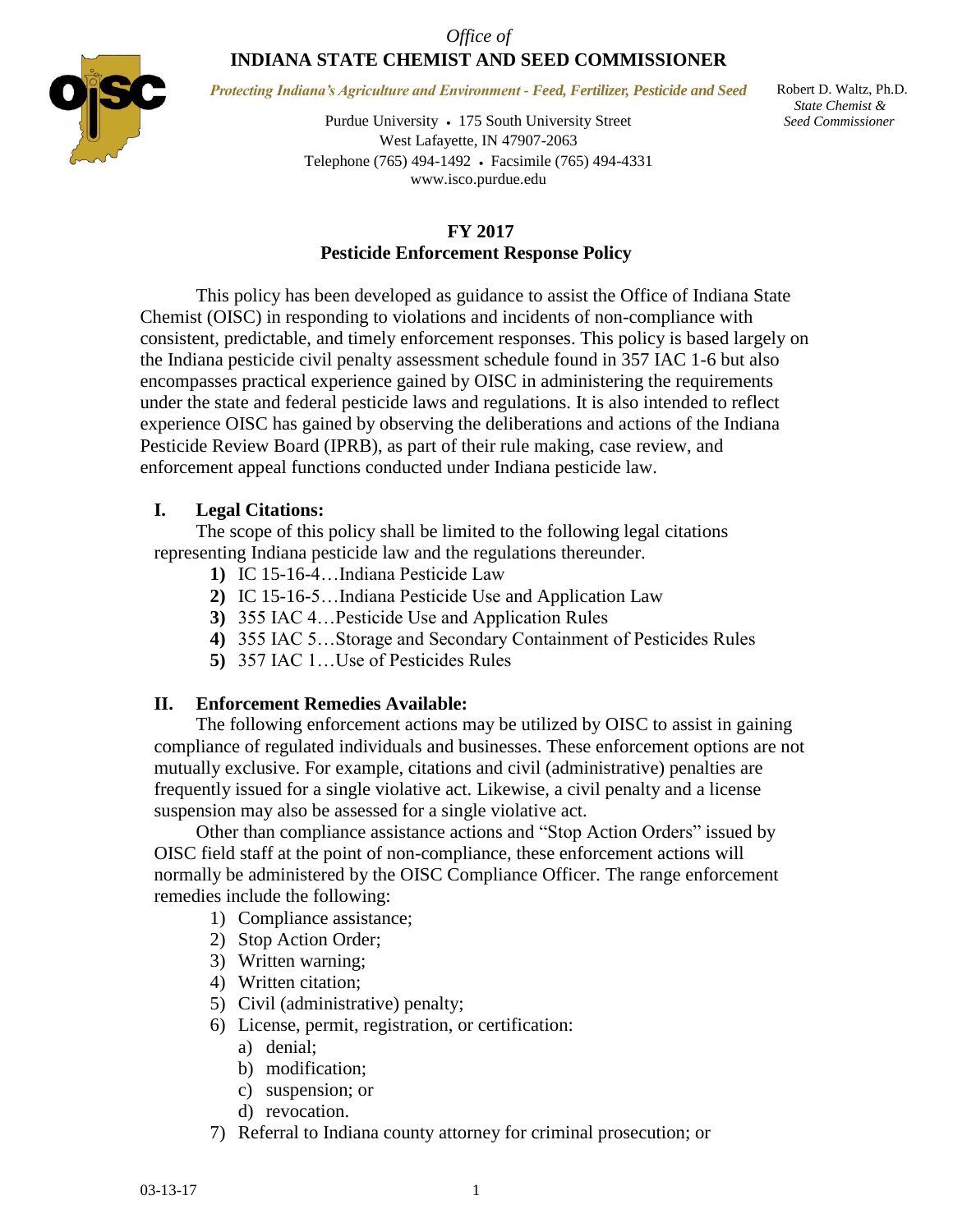*Office of*
**INDIANA STATE CHEMIST AND SEED COMMISSIONER**

*Protecting Indiana's Agriculture and Environment - Feed, Fertilizer, Pesticide and Seed*

Purdue University • 175 South University Street
West Lafayette, IN 47907-2063
Telephone (765) 494-1492 • Facsimile (765) 494-4331
www.isco.purdue.edu

Robert D. Waltz, Ph.D.
*State Chemist & Seed Commissioner*

## FY 2017
## Pesticide Enforcement Response Policy

This policy has been developed as guidance to assist the Office of Indiana State Chemist (OISC) in responding to violations and incidents of non-compliance with consistent, predictable, and timely enforcement responses. This policy is based largely on the Indiana pesticide civil penalty assessment schedule found in 357 IAC 1-6 but also encompasses practical experience gained by OISC in administering the requirements under the state and federal pesticide laws and regulations. It is also intended to reflect experience OISC has gained by observing the deliberations and actions of the Indiana Pesticide Review Board (IPRB), as part of their rule making, case review, and enforcement appeal functions conducted under Indiana pesticide law.

### I. Legal Citations:

The scope of this policy shall be limited to the following legal citations representing Indiana pesticide law and the regulations thereunder.

1. IC 15-16-4…Indiana Pesticide Law
2. IC 15-16-5…Indiana Pesticide Use and Application Law
3. 355 IAC 4…Pesticide Use and Application Rules
4. 355 IAC 5…Storage and Secondary Containment of Pesticides Rules
5. 357 IAC 1…Use of Pesticides Rules

### II. Enforcement Remedies Available:

The following enforcement actions may be utilized by OISC to assist in gaining compliance of regulated individuals and businesses. These enforcement options are not mutually exclusive. For example, citations and civil (administrative) penalties are frequently issued for a single violative act. Likewise, a civil penalty and a license suspension may also be assessed for a single violative act.

Other than compliance assistance actions and "Stop Action Orders" issued by OISC field staff at the point of non-compliance, these enforcement actions will normally be administered by the OISC Compliance Officer. The range enforcement remedies include the following:

1) Compliance assistance;
2) Stop Action Order;
3) Written warning;
4) Written citation;
5) Civil (administrative) penalty;
6) License, permit, registration, or certification:
   a) denial;
   b) modification;
   c) suspension; or
   d) revocation.
7) Referral to Indiana county attorney for criminal prosecution; or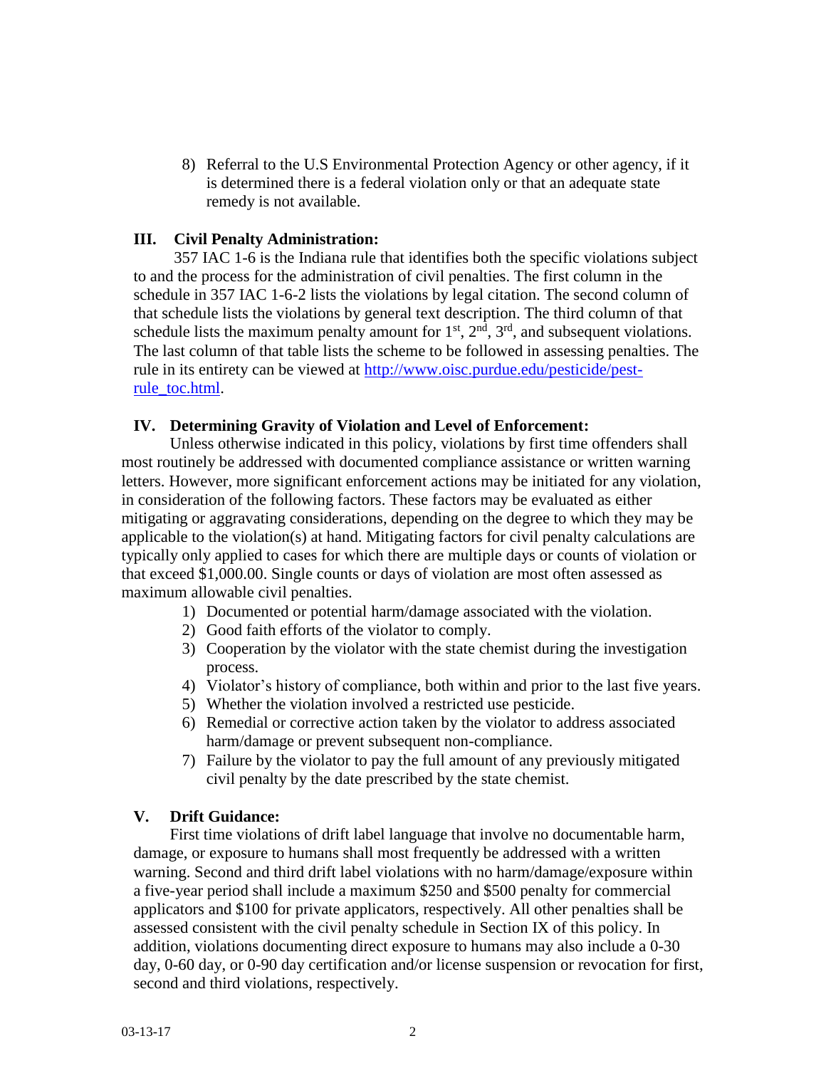8) Referral to the U.S Environmental Protection Agency or other agency, if it is determined there is a federal violation only or that an adequate state remedy is not available.

## III. Civil Penalty Administration:

357 IAC 1-6 is the Indiana rule that identifies both the specific violations subject to and the process for the administration of civil penalties. The first column in the schedule in 357 IAC 1-6-2 lists the violations by legal citation. The second column of that schedule lists the violations by general text description. The third column of that schedule lists the maximum penalty amount for 1st, 2nd, 3rd, and subsequent violations. The last column of that table lists the scheme to be followed in assessing penalties. The rule in its entirety can be viewed at [http://www.oisc.purdue.edu/pesticide/pest-rule_toc.html](http://www.oisc.purdue.edu/pesticide/pest-rule_toc.html).

## IV. Determining Gravity of Violation and Level of Enforcement:

Unless otherwise indicated in this policy, violations by first time offenders shall most routinely be addressed with documented compliance assistance or written warning letters. However, more significant enforcement actions may be initiated for any violation, in consideration of the following factors. These factors may be evaluated as either mitigating or aggravating considerations, depending on the degree to which they may be applicable to the violation(s) at hand. Mitigating factors for civil penalty calculations are typically only applied to cases for which there are multiple days or counts of violation or that exceed $1,000.00. Single counts or days of violation are most often assessed as maximum allowable civil penalties.

1) Documented or potential harm/damage associated with the violation.
2) Good faith efforts of the violator to comply.
3) Cooperation by the violator with the state chemist during the investigation process.
4) Violator's history of compliance, both within and prior to the last five years.
5) Whether the violation involved a restricted use pesticide.
6) Remedial or corrective action taken by the violator to address associated harm/damage or prevent subsequent non-compliance.
7) Failure by the violator to pay the full amount of any previously mitigated civil penalty by the date prescribed by the state chemist.

## V. Drift Guidance:

First time violations of drift label language that involve no documentable harm, damage, or exposure to humans shall most frequently be addressed with a written warning. Second and third drift label violations with no harm/damage/exposure within a five-year period shall include a maximum $250 and $500 penalty for commercial applicators and $100 for private applicators, respectively. All other penalties shall be assessed consistent with the civil penalty schedule in Section IX of this policy. In addition, violations documenting direct exposure to humans may also include a 0-30 day, 0-60 day, or 0-90 day certification and/or license suspension or revocation for first, second and third violations, respectively.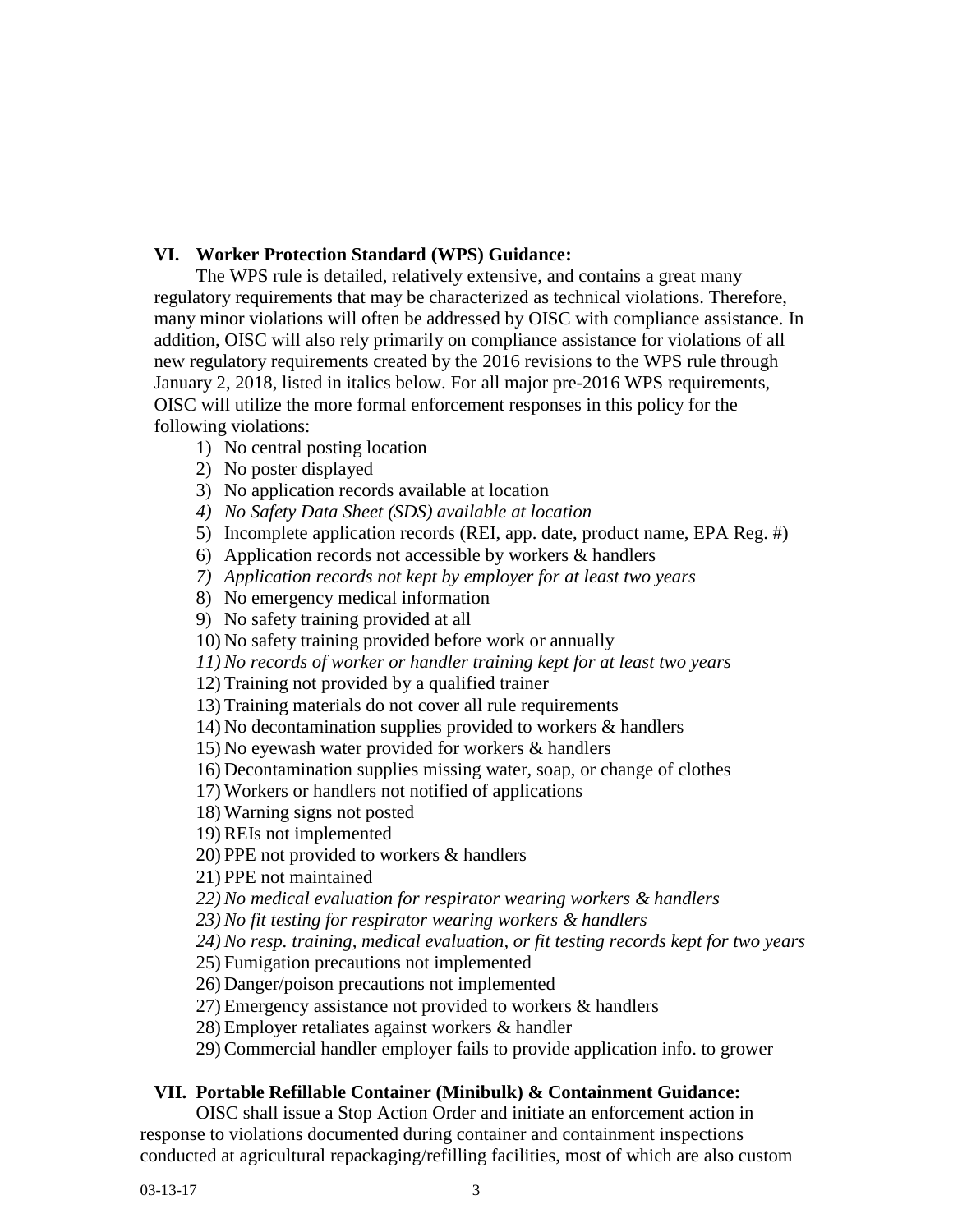## VI. Worker Protection Standard (WPS) Guidance:

The WPS rule is detailed, relatively extensive, and contains a great many regulatory requirements that may be characterized as technical violations. Therefore, many minor violations will often be addressed by OISC with compliance assistance. In addition, OISC will also rely primarily on compliance assistance for violations of all <u>new</u> regulatory requirements created by the 2016 revisions to the WPS rule through January 2, 2018, listed in italics below. For all major pre-2016 WPS requirements, OISC will utilize the more formal enforcement responses in this policy for the following violations:

1) No central posting location
2) No poster displayed
3) No application records available at location
4) *No Safety Data Sheet (SDS) available at location*
5) Incomplete application records (REI, app. date, product name, EPA Reg. #)
6) Application records not accessible by workers & handlers
7) *Application records not kept by employer for at least two years*
8) No emergency medical information
9) No safety training provided at all
10) No safety training provided before work or annually
11) *No records of worker or handler training kept for at least two years*
12) Training not provided by a qualified trainer
13) Training materials do not cover all rule requirements
14) No decontamination supplies provided to workers & handlers
15) No eyewash water provided for workers & handlers
16) Decontamination supplies missing water, soap, or change of clothes
17) Workers or handlers not notified of applications
18) Warning signs not posted
19) REIs not implemented
20) PPE not provided to workers & handlers
21) PPE not maintained
22) *No medical evaluation for respirator wearing workers & handlers*
23) *No fit testing for respirator wearing workers & handlers*
24) *No resp. training, medical evaluation, or fit testing records kept for two years*
25) Fumigation precautions not implemented
26) Danger/poison precautions not implemented
27) Emergency assistance not provided to workers & handlers
28) Employer retaliates against workers & handler
29) Commercial handler employer fails to provide application info. to grower

## VII. Portable Refillable Container (Minibulk) & Containment Guidance:

OISC shall issue a Stop Action Order and initiate an enforcement action in response to violations documented during container and containment inspections conducted at agricultural repackaging/refilling facilities, most of which are also custom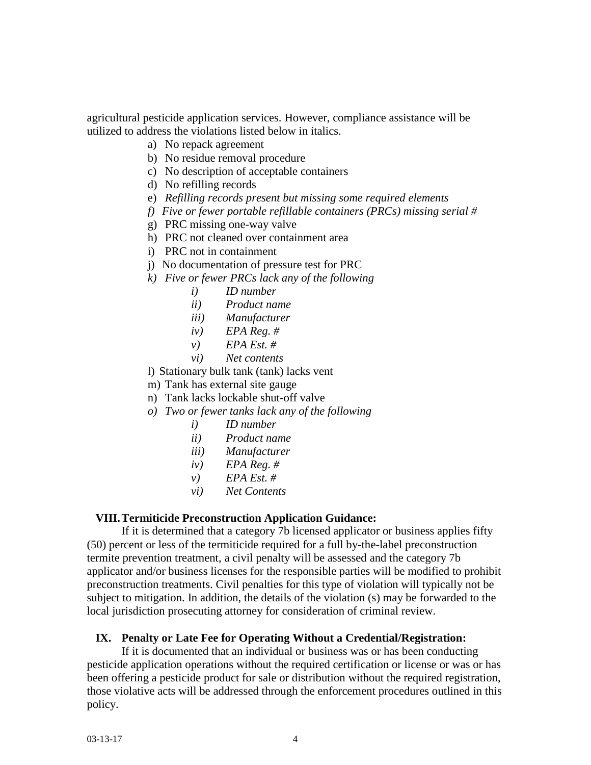agricultural pesticide application services. However, compliance assistance will be utilized to address the violations listed below in italics.

a) No repack agreement
b) No residue removal procedure
c) No description of acceptable containers
d) No refilling records
e) *Refilling records present but missing some required elements*
f) *Five or fewer portable refillable containers (PRCs) missing serial #*
g) PRC missing one-way valve
h) PRC not cleaned over containment area
i) PRC not in containment
j) No documentation of pressure test for PRC
k) *Five or fewer PRCs lack any of the following*
    - *i) ID number*
    - *ii) Product name*
    - *iii) Manufacturer*
    - *iv) EPA Reg. #*
    - *v) EPA Est. #*
    - *vi) Net contents*
l) Stationary bulk tank (tank) lacks vent
m) Tank has external site gauge
n) Tank lacks lockable shut-off valve
o) *Two or fewer tanks lack any of the following*
    - *i) ID number*
    - *ii) Product name*
    - *iii) Manufacturer*
    - *iv) EPA Reg. #*
    - *v) EPA Est. #*
    - *vi) Net Contents*

## VIII. Termiticide Preconstruction Application Guidance:

If it is determined that a category 7b licensed applicator or business applies fifty (50) percent or less of the termiticide required for a full by-the-label preconstruction termite prevention treatment, a civil penalty will be assessed and the category 7b applicator and/or business licenses for the responsible parties will be modified to prohibit preconstruction treatments. Civil penalties for this type of violation will typically not be subject to mitigation. In addition, the details of the violation (s) may be forwarded to the local jurisdiction prosecuting attorney for consideration of criminal review.

## IX. Penalty or Late Fee for Operating Without a Credential/Registration:

If it is documented that an individual or business was or has been conducting pesticide application operations without the required certification or license or was or has been offering a pesticide product for sale or distribution without the required registration, those violative acts will be addressed through the enforcement procedures outlined in this policy.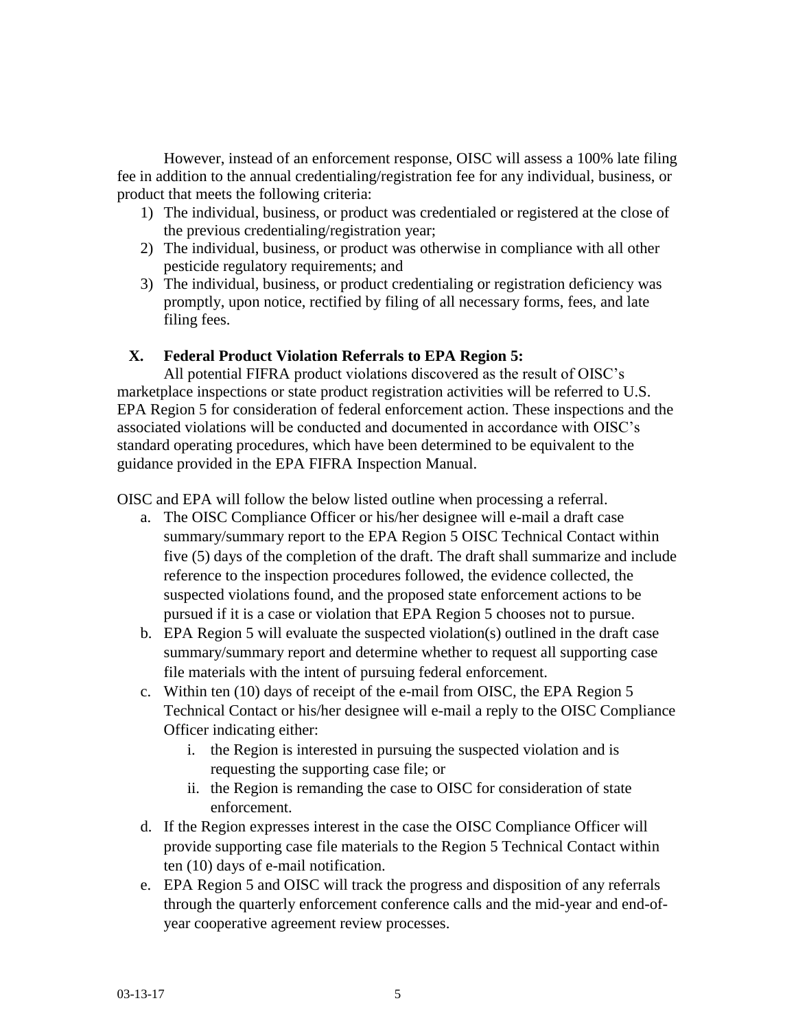However, instead of an enforcement response, OISC will assess a 100% late filing fee in addition to the annual credentialing/registration fee for any individual, business, or product that meets the following criteria:

1) The individual, business, or product was credentialed or registered at the close of the previous credentialing/registration year;
2) The individual, business, or product was otherwise in compliance with all other pesticide regulatory requirements; and
3) The individual, business, or product credentialing or registration deficiency was promptly, upon notice, rectified by filing of all necessary forms, fees, and late filing fees.

## X. Federal Product Violation Referrals to EPA Region 5:

All potential FIFRA product violations discovered as the result of OISC's marketplace inspections or state product registration activities will be referred to U.S. EPA Region 5 for consideration of federal enforcement action. These inspections and the associated violations will be conducted and documented in accordance with OISC's standard operating procedures, which have been determined to be equivalent to the guidance provided in the EPA FIFRA Inspection Manual.

OISC and EPA will follow the below listed outline when processing a referral.

a. The OISC Compliance Officer or his/her designee will e-mail a draft case summary/summary report to the EPA Region 5 OISC Technical Contact within five (5) days of the completion of the draft. The draft shall summarize and include reference to the inspection procedures followed, the evidence collected, the suspected violations found, and the proposed state enforcement actions to be pursued if it is a case or violation that EPA Region 5 chooses not to pursue.
b. EPA Region 5 will evaluate the suspected violation(s) outlined in the draft case summary/summary report and determine whether to request all supporting case file materials with the intent of pursuing federal enforcement.
c. Within ten (10) days of receipt of the e-mail from OISC, the EPA Region 5 Technical Contact or his/her designee will e-mail a reply to the OISC Compliance Officer indicating either:
    i. the Region is interested in pursuing the suspected violation and is requesting the supporting case file; or
    ii. the Region is remanding the case to OISC for consideration of state enforcement.
d. If the Region expresses interest in the case the OISC Compliance Officer will provide supporting case file materials to the Region 5 Technical Contact within ten (10) days of e-mail notification.
e. EPA Region 5 and OISC will track the progress and disposition of any referrals through the quarterly enforcement conference calls and the mid-year and end-of-year cooperative agreement review processes.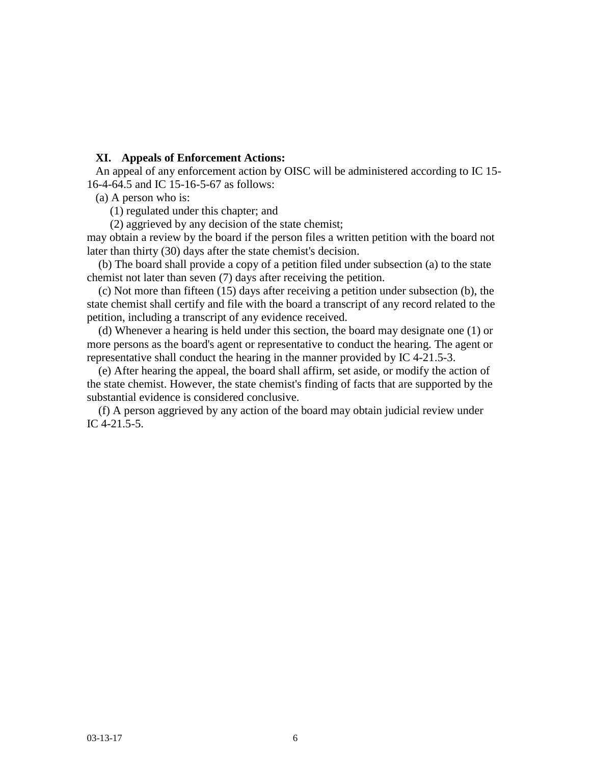## XI. Appeals of Enforcement Actions:

An appeal of any enforcement action by OISC will be administered according to IC 15-16-4-64.5 and IC 15-16-5-67 as follows:

(a) A person who is:

(1) regulated under this chapter; and

(2) aggrieved by any decision of the state chemist;

may obtain a review by the board if the person files a written petition with the board not later than thirty (30) days after the state chemist's decision.

(b) The board shall provide a copy of a petition filed under subsection (a) to the state chemist not later than seven (7) days after receiving the petition.

(c) Not more than fifteen (15) days after receiving a petition under subsection (b), the state chemist shall certify and file with the board a transcript of any record related to the petition, including a transcript of any evidence received.

(d) Whenever a hearing is held under this section, the board may designate one (1) or more persons as the board's agent or representative to conduct the hearing. The agent or representative shall conduct the hearing in the manner provided by IC 4-21.5-3.

(e) After hearing the appeal, the board shall affirm, set aside, or modify the action of the state chemist. However, the state chemist's finding of facts that are supported by the substantial evidence is considered conclusive.

(f) A person aggrieved by any action of the board may obtain judicial review under IC 4-21.5-5.